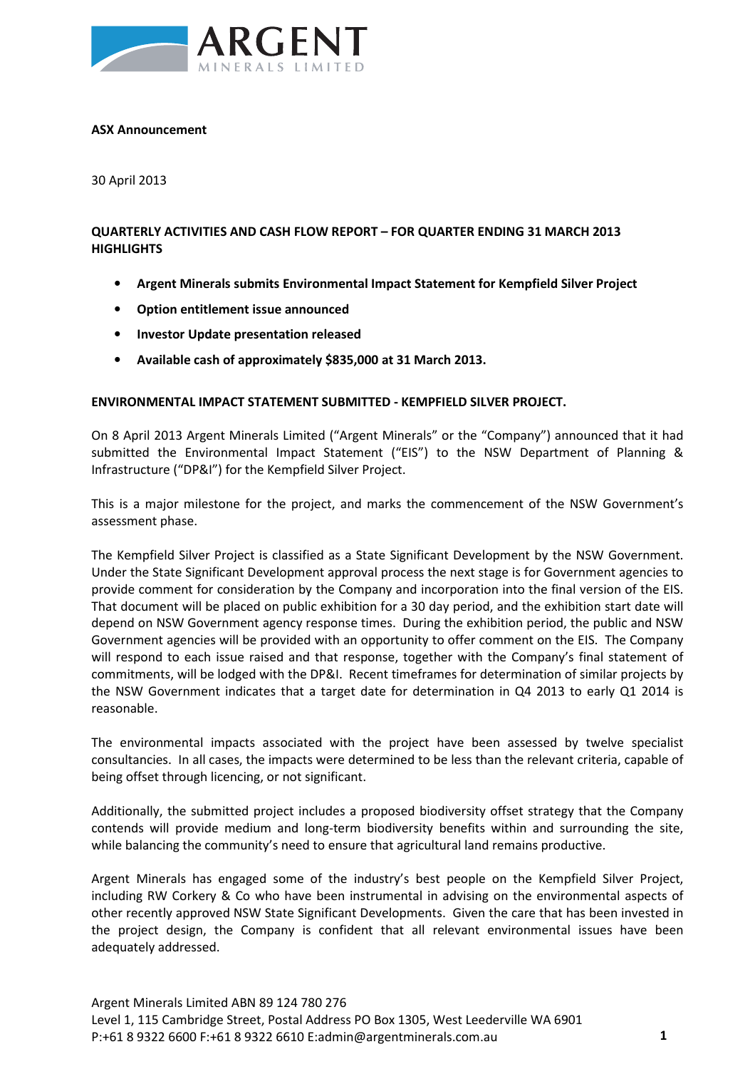**ASX Announcement**

30 April 2013

**QUARTERLY ACTIVITIES AND CASH FLOW REPORT – FOR QUARTER ENDING 31 MARCH 2013 HIGHLIGHTS**

- **Argent Minerals submits Environmental Impact Statement for Kempfield Silver Project**
- **Option entitlement issue announced**
- **Investor Update presentation released**
- **Available cash of approximately $835,000 at 31 March 2013.**

**ENVIRONMENTAL IMPACT STATEMENT SUBMITTED - KEMPFIELD SILVER PROJECT.**

On 8 April 2013 Argent Minerals Limited ("Argent Minerals" or the "Company") announced that it had submitted the Environmental Impact Statement ("EIS") to the NSW Department of Planning & Infrastructure ("DP&I") for the Kempfield Silver Project.

This is a major milestone for the project, and marks the commencement of the NSW Government's assessment phase.

The Kempfield Silver Project is classified as a State Significant Development by the NSW Government. Under the State Significant Development approval process the next stage is for Government agencies to provide comment for consideration by the Company and incorporation into the final version of the EIS. That document will be placed on public exhibition for a 30 day period, and the exhibition start date will depend on NSW Government agency response times. During the exhibition period, the public and NSW Government agencies will be provided with an opportunity to offer comment on the EIS. The Company will respond to each issue raised and that response, together with the Company's final statement of commitments, will be lodged with the DP&I. Recent timeframes for determination of similar projects by the NSW Government indicates that a target date for determination in Q4 2013 to early Q1 2014 is reasonable.

The environmental impacts associated with the project have been assessed by twelve specialist consultancies. In all cases, the impacts were determined to be less than the relevant criteria, capable of being offset through licencing, or not significant.

Additionally, the submitted project includes a proposed biodiversity offset strategy that the Company contends will provide medium and long-term biodiversity benefits within and surrounding the site, while balancing the community's need to ensure that agricultural land remains productive.

Argent Minerals has engaged some of the industry's best people on the Kempfield Silver Project, including RW Corkery & Co who have been instrumental in advising on the environmental aspects of other recently approved NSW State Significant Developments. Given the care that has been invested in the project design, the Company is confident that all relevant environmental issues have been adequately addressed.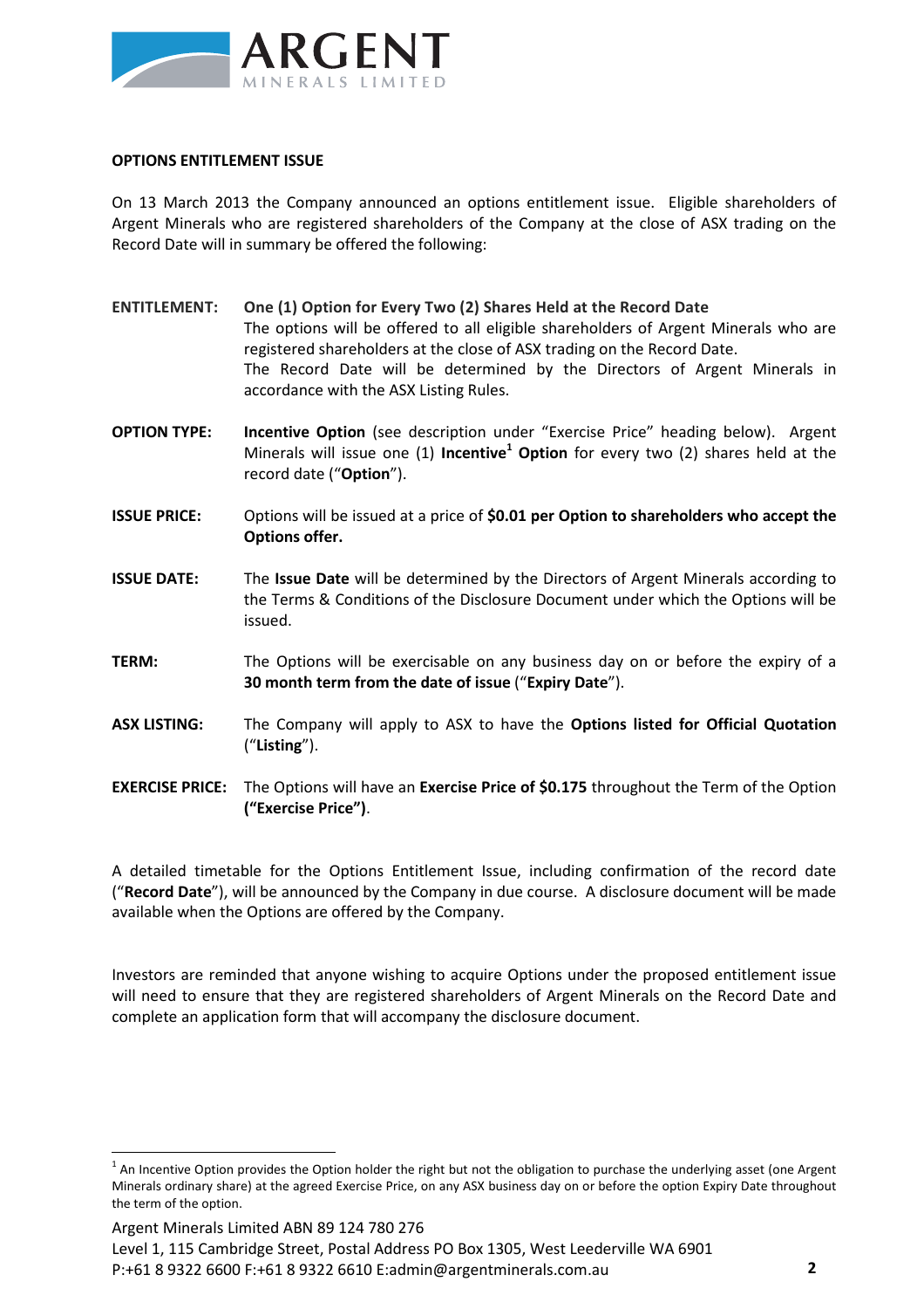**OPTIONS ENTITLEMENT ISSUE**

On 13 March 2013 the Company announced an options entitlement issue. Eligible shareholders of Argent Minerals who are registered shareholders of the Company at the close of ASX trading on the Record Date will in summary be offered the following:

**ENTITLEMENT:** **One (1) Option for Every Two (2) Shares Held at the Record Date**
The options will be offered to all eligible shareholders of Argent Minerals who are registered shareholders at the close of ASX trading on the Record Date.
The Record Date will be determined by the Directors of Argent Minerals in accordance with the ASX Listing Rules.

**OPTION TYPE:** **Incentive Option** (see description under "Exercise Price" heading below). Argent Minerals will issue one (1) **Incentive**[1] **Option** for every two (2) shares held at the record date ("**Option**").

**ISSUE PRICE:** Options will be issued at a price of **$0.01 per Option to shareholders who accept the Options offer.**

**ISSUE DATE:** The **Issue Date** will be determined by the Directors of Argent Minerals according to the Terms & Conditions of the Disclosure Document under which the Options will be issued.

**TERM:** The Options will be exercisable on any business day on or before the expiry of a **30 month term from the date of issue** ("**Expiry Date**").

**ASX LISTING:** The Company will apply to ASX to have the **Options listed for Official Quotation** ("**Listing**").

**EXERCISE PRICE:** The Options will have an **Exercise Price of $0.175** throughout the Term of the Option **("Exercise Price")**.

A detailed timetable for the Options Entitlement Issue, including confirmation of the record date ("**Record Date**"), will be announced by the Company in due course. A disclosure document will be made available when the Options are offered by the Company.

Investors are reminded that anyone wishing to acquire Options under the proposed entitlement issue will need to ensure that they are registered shareholders of Argent Minerals on the Record Date and complete an application form that will accompany the disclosure document.

---

[1] An Incentive Option provides the Option holder the right but not the obligation to purchase the underlying asset (one Argent Minerals ordinary share) at the agreed Exercise Price, on any ASX business day on or before the option Expiry Date throughout the term of the option.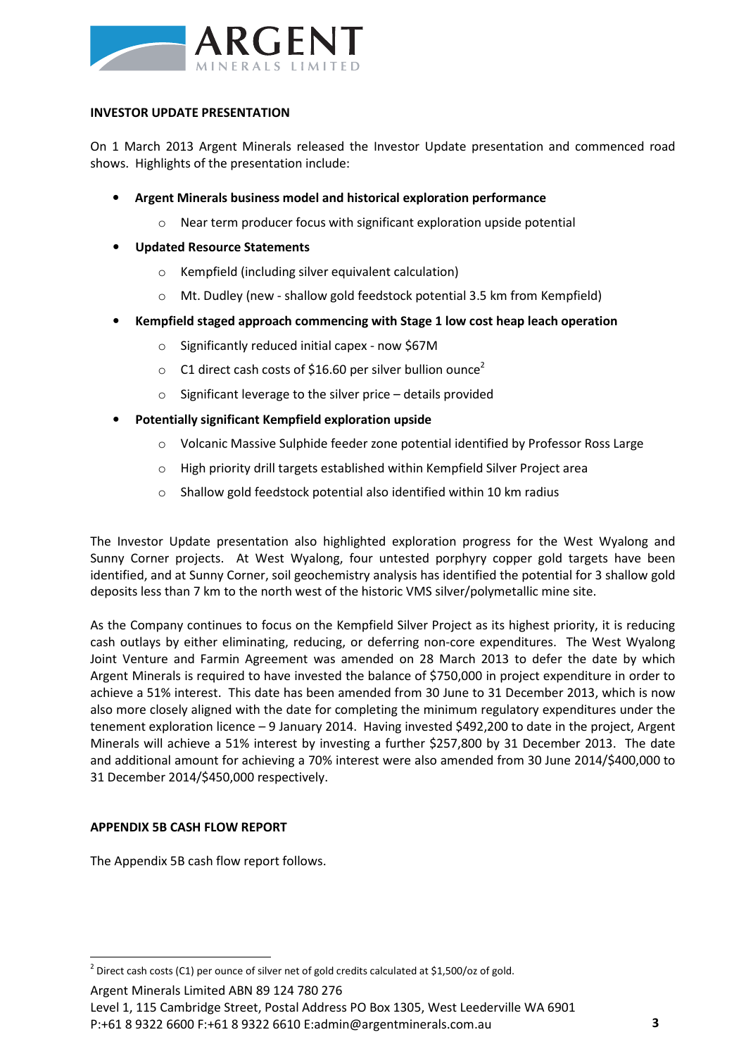## INVESTOR UPDATE PRESENTATION

On 1 March 2013 Argent Minerals released the Investor Update presentation and commenced road shows. Highlights of the presentation include:

- **Argent Minerals business model and historical exploration performance**
  - Near term producer focus with significant exploration upside potential
- **Updated Resource Statements**
  - Kempfield (including silver equivalent calculation)
  - Mt. Dudley (new - shallow gold feedstock potential 3.5 km from Kempfield)
- **Kempfield staged approach commencing with Stage 1 low cost heap leach operation**
  - Significantly reduced initial capex - now $67M
  - C1 direct cash costs of $16.60 per silver bullion ounce[2]
  - Significant leverage to the silver price – details provided
- **Potentially significant Kempfield exploration upside**
  - Volcanic Massive Sulphide feeder zone potential identified by Professor Ross Large
  - High priority drill targets established within Kempfield Silver Project area
  - Shallow gold feedstock potential also identified within 10 km radius

The Investor Update presentation also highlighted exploration progress for the West Wyalong and Sunny Corner projects. At West Wyalong, four untested porphyry copper gold targets have been identified, and at Sunny Corner, soil geochemistry analysis has identified the potential for 3 shallow gold deposits less than 7 km to the north west of the historic VMS silver/polymetallic mine site.

As the Company continues to focus on the Kempfield Silver Project as its highest priority, it is reducing cash outlays by either eliminating, reducing, or deferring non-core expenditures. The West Wyalong Joint Venture and Farmin Agreement was amended on 28 March 2013 to defer the date by which Argent Minerals is required to have invested the balance of $750,000 in project expenditure in order to achieve a 51% interest. This date has been amended from 30 June to 31 December 2013, which is now also more closely aligned with the date for completing the minimum regulatory expenditures under the tenement exploration licence – 9 January 2014. Having invested $492,200 to date in the project, Argent Minerals will achieve a 51% interest by investing a further $257,800 by 31 December 2013. The date and additional amount for achieving a 70% interest were also amended from 30 June 2014/$400,000 to 31 December 2014/$450,000 respectively.

## APPENDIX 5B CASH FLOW REPORT

The Appendix 5B cash flow report follows.

---

[2] Direct cash costs (C1) per ounce of silver net of gold credits calculated at $1,500/oz of gold.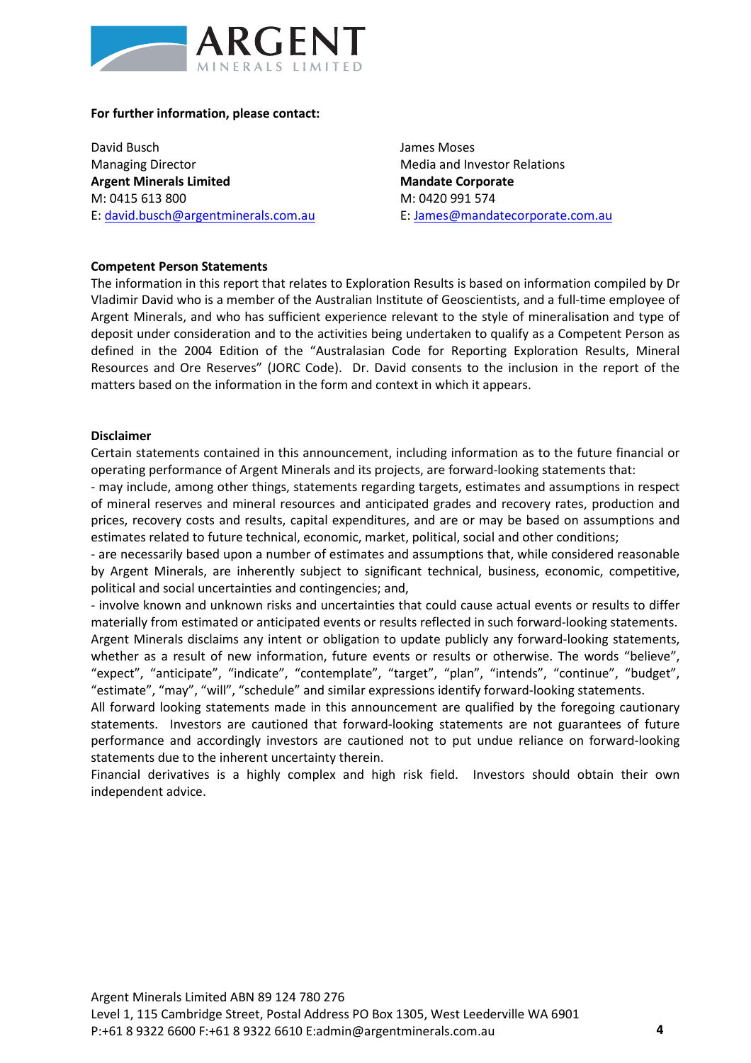**For further information, please contact:**

David Busch
Managing Director
**Argent Minerals Limited**
M: 0415 613 800
E: david.busch@argentminerals.com.au

James Moses
Media and Investor Relations
**Mandate Corporate**
M: 0420 991 574
E: James@mandatecorporate.com.au

**Competent Person Statements**

The information in this report that relates to Exploration Results is based on information compiled by Dr Vladimir David who is a member of the Australian Institute of Geoscientists, and a full-time employee of Argent Minerals, and who has sufficient experience relevant to the style of mineralisation and type of deposit under consideration and to the activities being undertaken to qualify as a Competent Person as defined in the 2004 Edition of the "Australasian Code for Reporting Exploration Results, Mineral Resources and Ore Reserves" (JORC Code). Dr. David consents to the inclusion in the report of the matters based on the information in the form and context in which it appears.

**Disclaimer**

Certain statements contained in this announcement, including information as to the future financial or operating performance of Argent Minerals and its projects, are forward-looking statements that:

- may include, among other things, statements regarding targets, estimates and assumptions in respect of mineral reserves and mineral resources and anticipated grades and recovery rates, production and prices, recovery costs and results, capital expenditures, and are or may be based on assumptions and estimates related to future technical, economic, market, political, social and other conditions;
- are necessarily based upon a number of estimates and assumptions that, while considered reasonable by Argent Minerals, are inherently subject to significant technical, business, economic, competitive, political and social uncertainties and contingencies; and,
- involve known and unknown risks and uncertainties that could cause actual events or results to differ materially from estimated or anticipated events or results reflected in such forward-looking statements.

Argent Minerals disclaims any intent or obligation to update publicly any forward-looking statements, whether as a result of new information, future events or results or otherwise. The words "believe", "expect", "anticipate", "indicate", "contemplate", "target", "plan", "intends", "continue", "budget", "estimate", "may", "will", "schedule" and similar expressions identify forward-looking statements.

All forward looking statements made in this announcement are qualified by the foregoing cautionary statements. Investors are cautioned that forward-looking statements are not guarantees of future performance and accordingly investors are cautioned not to put undue reliance on forward-looking statements due to the inherent uncertainty therein.

Financial derivatives is a highly complex and high risk field. Investors should obtain their own independent advice.

Argent Minerals Limited ABN 89 124 780 276
Level 1, 115 Cambridge Street, Postal Address PO Box 1305, West Leederville WA 6901
P:+61 8 9322 6600 F:+61 8 9322 6610 E:admin@argentminerals.com.au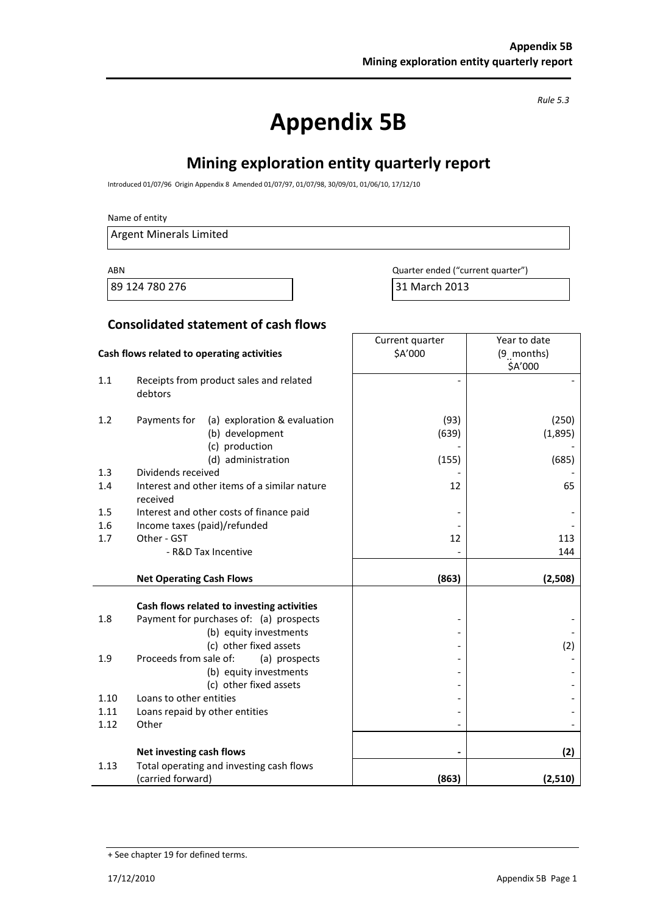*Rule 5.3*

# Appendix 5B

## Mining exploration entity quarterly report

Introduced 01/07/96 Origin Appendix 8 Amended 01/07/97, 01/07/98, 30/09/01, 01/06/10, 17/12/10

Name of entity

Argent Minerals Limited

| ABN | Quarter ended ("current quarter") |
|---|---|
| 89 124 780 276 | 31 March 2013 |

### Consolidated statement of cash flows

| | Cash flows related to operating activities | Current quarter $A'000 | Year to date (9 months) $A'000 |
|---|---|---|---|
| 1.1 | Receipts from product sales and related debtors | - | - |
| 1.2 | Payments for (a) exploration & evaluation | (93) | (250) |
| | (b) development | (639) | (1,895) |
| | (c) production | - | - |
| | (d) administration | (155) | (685) |
| 1.3 | Dividends received | - | - |
| 1.4 | Interest and other items of a similar nature received | 12 | 65 |
| 1.5 | Interest and other costs of finance paid | - | - |
| 1.6 | Income taxes (paid)/refunded | - | - |
| 1.7 | Other - GST | 12 | 113 |
| | - R&D Tax Incentive | - | 144 |
| | **Net Operating Cash Flows** | **(863)** | **(2,508)** |
| | **Cash flows related to investing activities** | | |
| 1.8 | Payment for purchases of: (a) prospects | - | - |
| | (b) equity investments | - | - |
| | (c) other fixed assets | - | (2) |
| 1.9 | Proceeds from sale of: (a) prospects | - | - |
| | (b) equity investments | - | - |
| | (c) other fixed assets | - | - |
| 1.10 | Loans to other entities | - | - |
| 1.11 | Loans repaid by other entities | - | - |
| 1.12 | Other | - | - |
| | **Net investing cash flows** | **-** | **(2)** |
| 1.13 | Total operating and investing cash flows (carried forward) | **(863)** | **(2,510)** |

+ See chapter 19 for defined terms.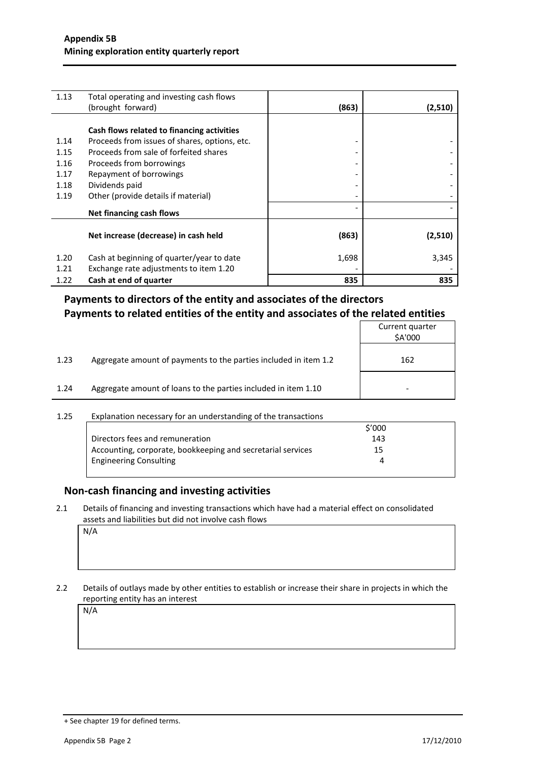| | | | |
|---|---|---|---|
| 1.13 | Total operating and investing cash flows (brought forward) | **(863)** | **(2,510)** |
| | **Cash flows related to financing activities** | | |
| 1.14 | Proceeds from issues of shares, options, etc. | - | - |
| 1.15 | Proceeds from sale of forfeited shares | - | - |
| 1.16 | Proceeds from borrowings | - | - |
| 1.17 | Repayment of borrowings | - | - |
| 1.18 | Dividends paid | - | - |
| 1.19 | Other (provide details if material) | - | - |
| | **Net financing cash flows** | - | - |
| | **Net increase (decrease) in cash held** | **(863)** | **(2,510)** |
| 1.20 | Cash at beginning of quarter/year to date | 1,698 | 3,345 |
| 1.21 | Exchange rate adjustments to item 1.20 | - | - |
| 1.22 | **Cash at end of quarter** | **835** | **835** |

## Payments to directors of the entity and associates of the directors
## Payments to related entities of the entity and associates of the related entities

| | | Current quarter $A'000 |
|---|---|---|
| 1.23 | Aggregate amount of payments to the parties included in item 1.2 | 162 |
| 1.24 | Aggregate amount of loans to the parties included in item 1.10 | - |

1.25 Explanation necessary for an understanding of the transactions

| | $'000 |
|---|---|
| Directors fees and remuneration | 143 |
| Accounting, corporate, bookkeeping and secretarial services | 15 |
| Engineering Consulting | 4 |

## Non-cash financing and investing activities

2.1 Details of financing and investing transactions which have had a material effect on consolidated assets and liabilities but did not involve cash flows

N/A

2.2 Details of outlays made by other entities to establish or increase their share in projects in which the reporting entity has an interest

N/A

+ See chapter 19 for defined terms.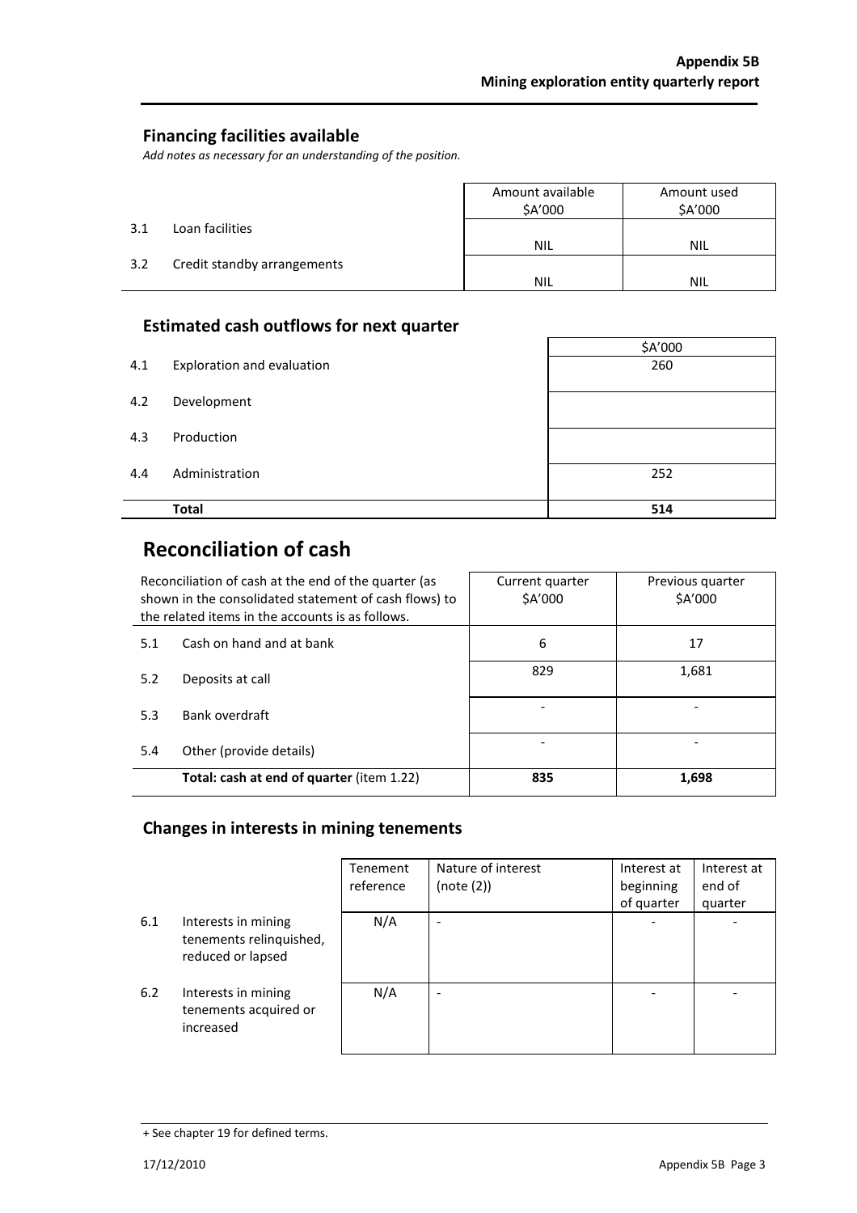## Financing facilities available

*Add notes as necessary for an understanding of the position.*

| | | Amount available $A'000 | Amount used $A'000 |
|---|---|---|---|
| 3.1 | Loan facilities | NIL | NIL |
| 3.2 | Credit standby arrangements | NIL | NIL |

## Estimated cash outflows for next quarter

| | | $A'000 |
|---|---|---|
| 4.1 | Exploration and evaluation | 260 |
| 4.2 | Development | |
| 4.3 | Production | |
| 4.4 | Administration | 252 |
| | **Total** | **514** |

# Reconciliation of cash

| Reconciliation of cash at the end of the quarter (as shown in the consolidated statement of cash flows) to the related items in the accounts is as follows. | | Current quarter $A'000 | Previous quarter $A'000 |
|---|---|---|---|
| 5.1 | Cash on hand and at bank | 6 | 17 |
| 5.2 | Deposits at call | 829 | 1,681 |
| 5.3 | Bank overdraft | - | - |
| 5.4 | Other (provide details) | - | - |
| | **Total: cash at end of quarter** (item 1.22) | **835** | **1,698** |

## Changes in interests in mining tenements

| | | Tenement reference | Nature of interest (note (2)) | Interest at beginning of quarter | Interest at end of quarter |
|---|---|---|---|---|---|
| 6.1 | Interests in mining tenements relinquished, reduced or lapsed | N/A | - | - | - |
| 6.2 | Interests in mining tenements acquired or increased | N/A | - | - | - |

+ See chapter 19 for defined terms.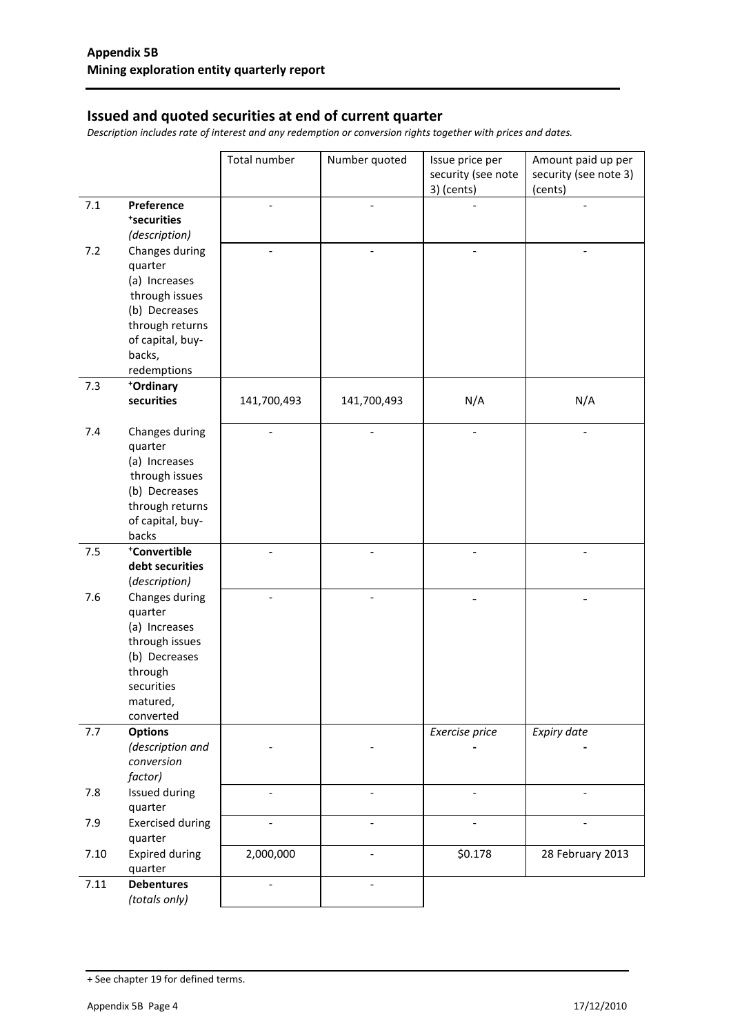**Appendix 5B**
**Mining exploration entity quarterly report**

## Issued and quoted securities at end of current quarter

*Description includes rate of interest and any redemption or conversion rights together with prices and dates.*

| | | Total number | Number quoted | Issue price per security (see note 3) (cents) | Amount paid up per security (see note 3) (cents) |
|---|---|---|---|---|---|
| 7.1 | **Preference +securities** *(description)* | - | - | - | - |
| 7.2 | Changes during quarter (a) Increases through issues (b) Decreases through returns of capital, buy-backs, redemptions | - | - | - | - |
| 7.3 | **+Ordinary securities** | 141,700,493 | 141,700,493 | N/A | N/A |
| 7.4 | Changes during quarter (a) Increases through issues (b) Decreases through returns of capital, buy-backs | - | - | - | - |
| 7.5 | **+Convertible debt securities** *(description)* | - | - | - | - |
| 7.6 | Changes during quarter (a) Increases through issues (b) Decreases through securities matured, converted | - | - | - | - |
| 7.7 | **Options** *(description and conversion factor)* | - | - | *Exercise price* - | *Expiry date* - |
| 7.8 | Issued during quarter | - | - | - | - |
| 7.9 | Exercised during quarter | - | - | - | - |
| 7.10 | Expired during quarter | 2,000,000 | - | $0.178 | 28 February 2013 |
| 7.11 | **Debentures** *(totals only)* | - | - | | |

+ See chapter 19 for defined terms.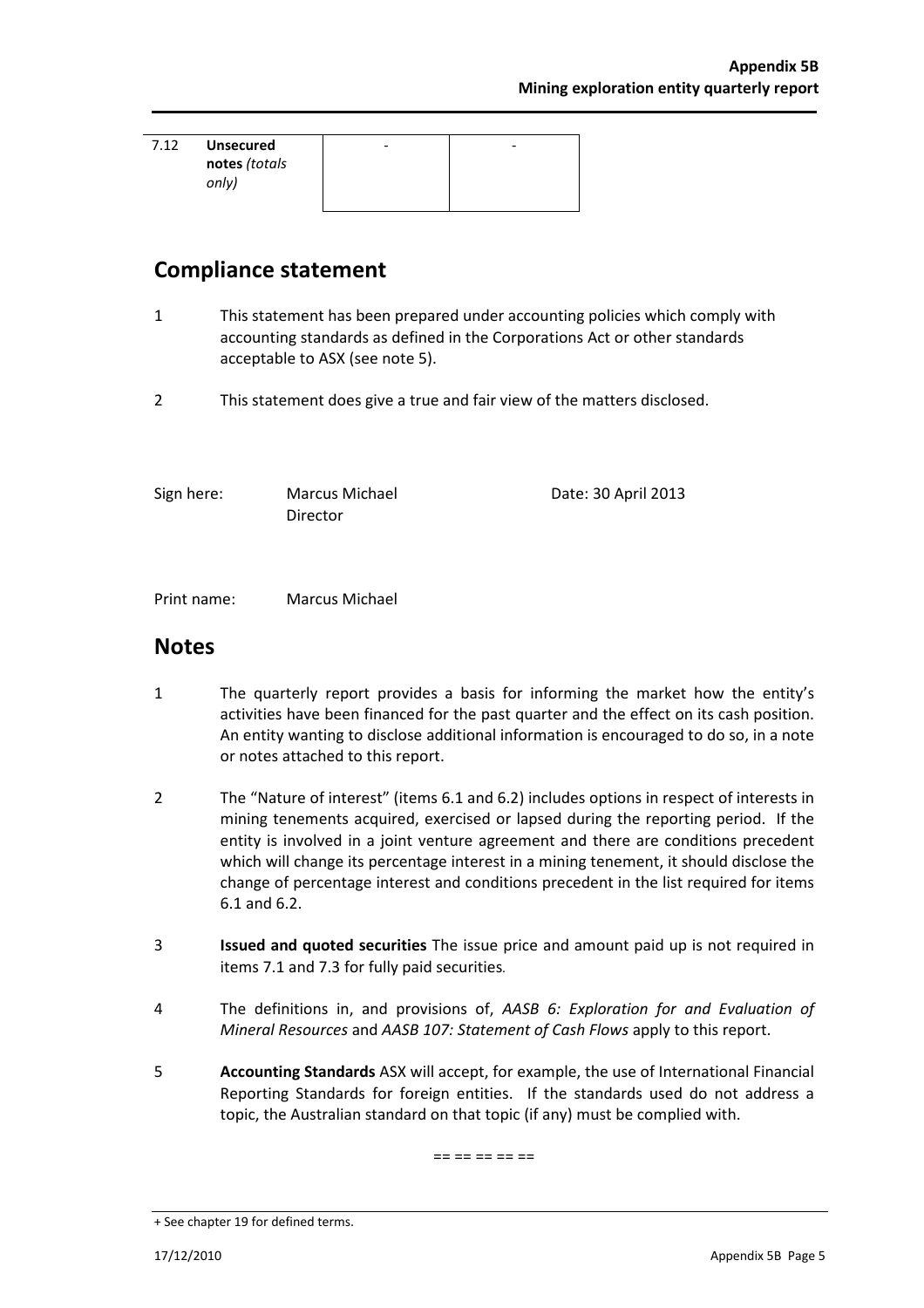| | | | |
|---|---|---|---|
| 7.12 | **Unsecured notes** *(totals only)* | - | - |

## Compliance statement

1 This statement has been prepared under accounting policies which comply with accounting standards as defined in the Corporations Act or other standards acceptable to ASX (see note 5).

2 This statement does give a true and fair view of the matters disclosed.

Sign here: Marcus Michael
Director

Date: 30 April 2013

Print name: Marcus Michael

## Notes

1 The quarterly report provides a basis for informing the market how the entity's activities have been financed for the past quarter and the effect on its cash position. An entity wanting to disclose additional information is encouraged to do so, in a note or notes attached to this report.

2 The "Nature of interest" (items 6.1 and 6.2) includes options in respect of interests in mining tenements acquired, exercised or lapsed during the reporting period. If the entity is involved in a joint venture agreement and there are conditions precedent which will change its percentage interest in a mining tenement, it should disclose the change of percentage interest and conditions precedent in the list required for items 6.1 and 6.2.

3 **Issued and quoted securities** The issue price and amount paid up is not required in items 7.1 and 7.3 for fully paid securities.

4 The definitions in, and provisions of, *AASB 6: Exploration for and Evaluation of Mineral Resources* and *AASB 107: Statement of Cash Flows* apply to this report.

5 **Accounting Standards** ASX will accept, for example, the use of International Financial Reporting Standards for foreign entities. If the standards used do not address a topic, the Australian standard on that topic (if any) must be complied with.

== == == == ==